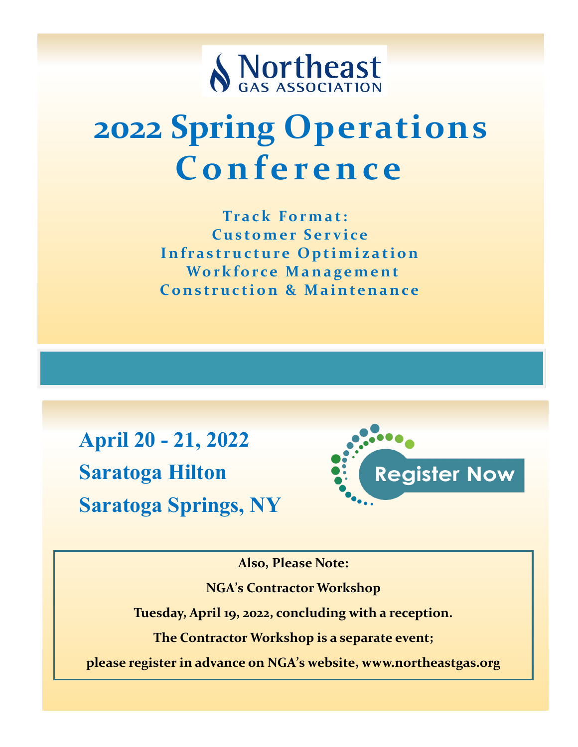Northeast GAS ASSOCIATION

# 2022 Spring Operations Conference

**Track Format:**

**Customer Service**

**Infrastructure Optimization**

**Workforce Management**

**Construction & Maintenance**

## April 20 - 21, 2022

## Saratoga Hilton

## Saratoga Springs, NY

Register Now

**Also, Please Note:**

**NGA's Contractor Workshop**

**Tuesday, April 19, 2022, concluding with a reception.**

**The Contractor Workshop is a separate event;**

**please register in advance on NGA's website, www.northeastgas.org**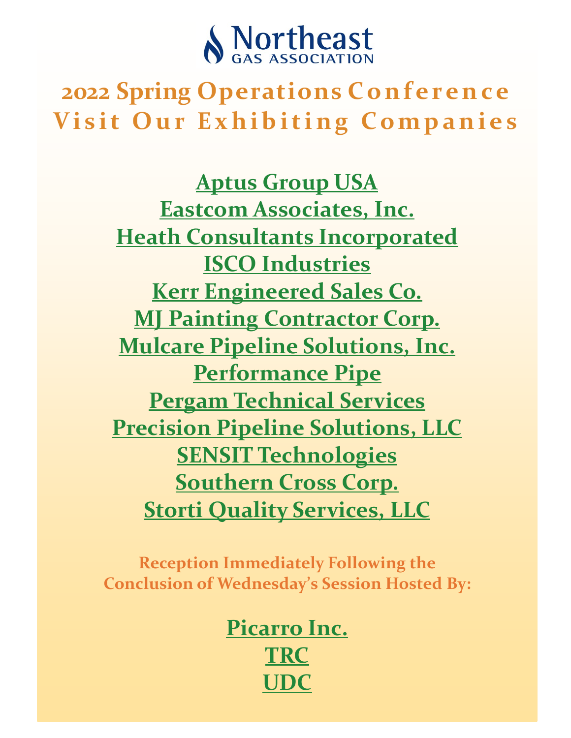Northeast GAS ASSOCIATION

# 2022 Spring Operations Conference

## Visit Our Exhibiting Companies

Aptus Group USA

Eastcom Associates, Inc.

Heath Consultants Incorporated

ISCO Industries

Kerr Engineered Sales Co.

MJ Painting Contractor Corp.

Mulcare Pipeline Solutions, Inc.

Performance Pipe

Pergam Technical Services

Precision Pipeline Solutions, LLC

SENSIT Technologies

Southern Cross Corp.

Storti Quality Services, LLC

**Reception Immediately Following the Conclusion of Wednesday's Session Hosted By:**

Picarro Inc.

TRC

UDC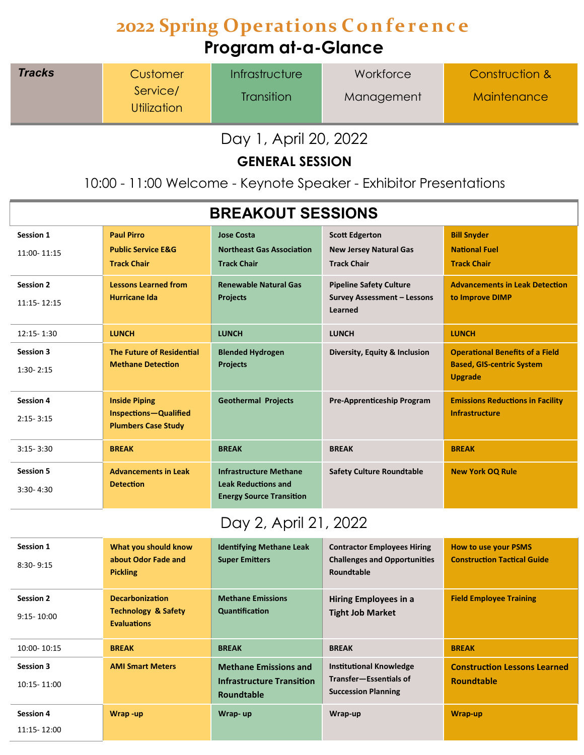# 2022 Spring Operations Conference

## Program at-a-Glance

| *Tracks* | Customer Service/ Utilization | Infrastructure Transition | Workforce Management | Construction & Maintenance |
|---|---|---|---|---|

## Day 1, April 20, 2022

### GENERAL SESSION

10:00 - 11:00 Welcome - Keynote Speaker - Exhibitor Presentations

### BREAKOUT SESSIONS

| | Customer Service/ Utilization | Infrastructure Transition | Workforce Management | Construction & Maintenance |
|---|---|---|---|---|
| **Session 1** 11:00- 11:15 | **Paul Pirro Public Service E&G Track Chair** | **Jose Costa Northeast Gas Association Track Chair** | **Scott Edgerton New Jersey Natural Gas Track Chair** | **Bill Snyder National Fuel Track Chair** |
| **Session 2** 11:15- 12:15 | **Lessons Learned from Hurricane Ida** | **Renewable Natural Gas Projects** | **Pipeline Safety Culture Survey Assessment – Lessons Learned** | **Advancements in Leak Detection to Improve DIMP** |
| 12:15- 1:30 | **LUNCH** | **LUNCH** | **LUNCH** | **LUNCH** |
| **Session 3** 1:30- 2:15 | **The Future of Residential Methane Detection** | **Blended Hydrogen Projects** | **Diversity, Equity & Inclusion** | **Operational Benefits of a Field Based, GIS-centric System Upgrade** |
| **Session 4** 2:15- 3:15 | **Inside Piping Inspections—Qualified Plumbers Case Study** | **Geothermal Projects** | **Pre-Apprenticeship Program** | **Emissions Reductions in Facility Infrastructure** |
| 3:15- 3:30 | **BREAK** | **BREAK** | **BREAK** | **BREAK** |
| **Session 5** 3:30- 4:30 | **Advancements in Leak Detection** | **Infrastructure Methane Leak Reductions and Energy Source Transition** | **Safety Culture Roundtable** | **New York OQ Rule** |

## Day 2, April 21, 2022

| | Customer Service/ Utilization | Infrastructure Transition | Workforce Management | Construction & Maintenance |
|---|---|---|---|---|
| **Session 1** 8:30- 9:15 | **What you should know about Odor Fade and Pickling** | **Identifying Methane Leak Super Emitters** | **Contractor Employees Hiring Challenges and Opportunities Roundtable** | **How to use your PSMS Construction Tactical Guide** |
| **Session 2** 9:15- 10:00 | **Decarbonization Technology & Safety Evaluations** | **Methane Emissions Quantification** | **Hiring Employees in a Tight Job Market** | **Field Employee Training** |
| 10:00- 10:15 | **BREAK** | **BREAK** | **BREAK** | **BREAK** |
| **Session 3** 10:15- 11:00 | **AMI Smart Meters** | **Methane Emissions and Infrastructure Transition Roundtable** | **Institutional Knowledge Transfer—Essentials of Succession Planning** | **Construction Lessons Learned Roundtable** |
| **Session 4** 11:15- 12:00 | **Wrap -up** | **Wrap- up** | **Wrap-up** | **Wrap-up** |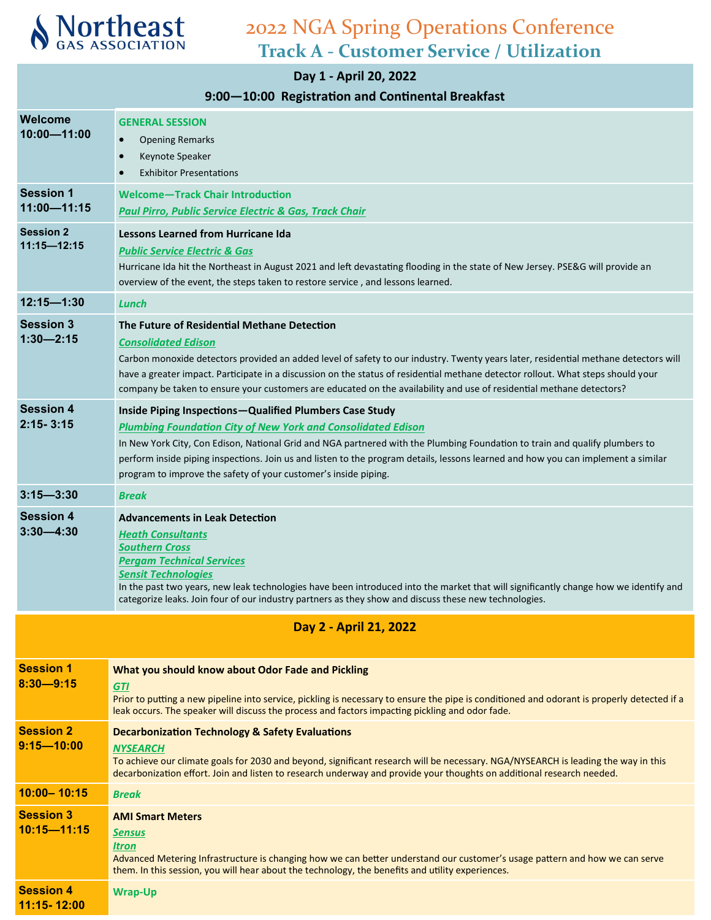Northeast GAS ASSOCIATION

# 2022 NGA Spring Operations Conference

## Track A - Customer Service / Utilization

### Day 1 - April 20, 2022

**9:00—10:00 Registration and Continental Breakfast**

| | |
|---|---|
| **Welcome** **10:00—11:00** | **GENERAL SESSION** <br> • Opening Remarks <br> • Keynote Speaker <br> • Exhibitor Presentations |
| **Session 1** **11:00—11:15** | **Welcome—Track Chair Introduction** <br> *Paul Pirro, Public Service Electric & Gas, Track Chair* |
| **Session 2** **11:15—12:15** | **Lessons Learned from Hurricane Ida** <br> *Public Service Electric & Gas* <br> Hurricane Ida hit the Northeast in August 2021 and left devastating flooding in the state of New Jersey. PSE&G will provide an overview of the event, the steps taken to restore service , and lessons learned. |
| **12:15—1:30** | *Lunch* |
| **Session 3** **1:30—2:15** | **The Future of Residential Methane Detection** <br> *Consolidated Edison* <br> Carbon monoxide detectors provided an added level of safety to our industry. Twenty years later, residential methane detectors will have a greater impact. Participate in a discussion on the status of residential methane detector rollout. What steps should your company be taken to ensure your customers are educated on the availability and use of residential methane detectors? |
| **Session 4** **2:15- 3:15** | **Inside Piping Inspections—Qualified Plumbers Case Study** <br> *Plumbing Foundation City of New York and Consolidated Edison* <br> In New York City, Con Edison, National Grid and NGA partnered with the Plumbing Foundation to train and qualify plumbers to perform inside piping inspections. Join us and listen to the program details, lessons learned and how you can implement a similar program to improve the safety of your customer's inside piping. |
| **3:15—3:30** | *Break* |
| **Session 4** **3:30—4:30** | **Advancements in Leak Detection** <br> *Heath Consultants* <br> *Southern Cross* <br> *Pergam Technical Services* <br> *Sensit Technologies* <br> In the past two years, new leak technologies have been introduced into the market that will significantly change how we identify and categorize leaks. Join four of our industry partners as they show and discuss these new technologies. |

### Day 2 - April 21, 2022

| | |
|---|---|
| **Session 1** **8:30—9:15** | **What you should know about Odor Fade and Pickling** <br> *GTI* <br> Prior to putting a new pipeline into service, pickling is necessary to ensure the pipe is conditioned and odorant is properly detected if a leak occurs. The speaker will discuss the process and factors impacting pickling and odor fade. |
| **Session 2** **9:15—10:00** | **Decarbonization Technology & Safety Evaluations** <br> *NYSEARCH* <br> To achieve our climate goals for 2030 and beyond, significant research will be necessary. NGA/NYSEARCH is leading the way in this decarbonization effort. Join and listen to research underway and provide your thoughts on additional research needed. |
| **10:00– 10:15** | *Break* |
| **Session 3** **10:15—11:15** | **AMI Smart Meters** <br> *Sensus* <br> *Itron* <br> Advanced Metering Infrastructure is changing how we can better understand our customer's usage pattern and how we can serve them. In this session, you will hear about the technology, the benefits and utility experiences. |
| **Session 4** **11:15- 12:00** | **Wrap-Up** |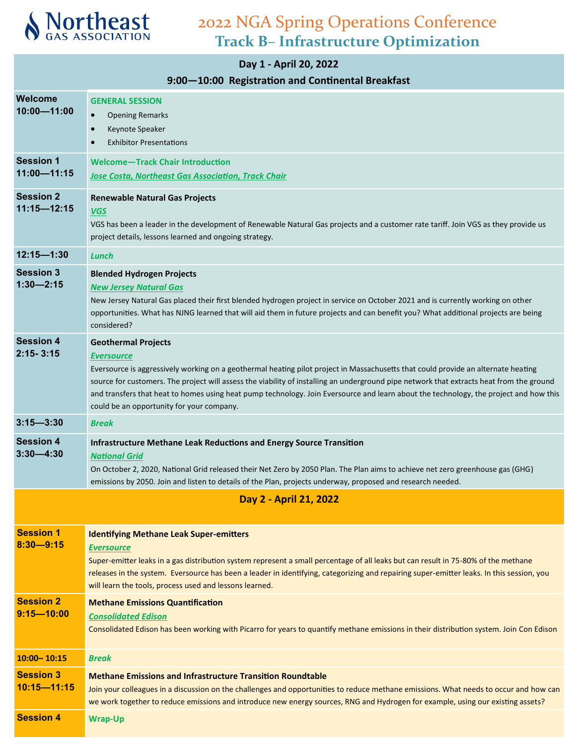Northeast GAS ASSOCIATION

# 2022 NGA Spring Operations Conference

## Track B– Infrastructure Optimization

| Day 1 - April 20, 2022 | |
|---|---|
| | **9:00—10:00 Registration and Continental Breakfast** |
| **Welcome 10:00—11:00** | **GENERAL SESSION**<br>• Opening Remarks<br>• Keynote Speaker<br>• Exhibitor Presentations |
| **Session 1 11:00—11:15** | **Welcome—Track Chair Introduction**<br>***Jose Costa, Northeast Gas Association, Track Chair*** |
| **Session 2 11:15—12:15** | **Renewable Natural Gas Projects**<br>***VGS***<br>VGS has been a leader in the development of Renewable Natural Gas projects and a customer rate tariff. Join VGS as they provide us project details, lessons learned and ongoing strategy. |
| **12:15—1:30** | ***Lunch*** |
| **Session 3 1:30—2:15** | **Blended Hydrogen Projects**<br>***New Jersey Natural Gas***<br>New Jersey Natural Gas placed their first blended hydrogen project in service on October 2021 and is currently working on other opportunities. What has NJNG learned that will aid them in future projects and can benefit you? What additional projects are being considered? |
| **Session 4 2:15- 3:15** | **Geothermal Projects**<br>***Eversource***<br>Eversource is aggressively working on a geothermal heating pilot project in Massachusetts that could provide an alternate heating source for customers. The project will assess the viability of installing an underground pipe network that extracts heat from the ground and transfers that heat to homes using heat pump technology. Join Eversource and learn about the technology, the project and how this could be an opportunity for your company. |
| **3:15—3:30** | ***Break*** |
| **Session 4 3:30—4:30** | **Infrastructure Methane Leak Reductions and Energy Source Transition**<br>***National Grid***<br>On October 2, 2020, National Grid released their Net Zero by 2050 Plan. The Plan aims to achieve net zero greenhouse gas (GHG) emissions by 2050. Join and listen to details of the Plan, projects underway, proposed and research needed. |

| Day 2 - April 21, 2022 | |
|---|---|
| **Session 1 8:30—9:15** | **Identifying Methane Leak Super-emitters**<br>***Eversource***<br>Super-emitter leaks in a gas distribution system represent a small percentage of all leaks but can result in 75-80% of the methane releases in the system. Eversource has been a leader in identifying, categorizing and repairing super-emitter leaks. In this session, you will learn the tools, process used and lessons learned. |
| **Session 2 9:15—10:00** | **Methane Emissions Quantification**<br>***Consolidated Edison***<br>Consolidated Edison has been working with Picarro for years to quantify methane emissions in their distribution system. Join Con Edison |
| **10:00– 10:15** | ***Break*** |
| **Session 3 10:15—11:15** | **Methane Emissions and Infrastructure Transition Roundtable**<br>Join your colleagues in a discussion on the challenges and opportunities to reduce methane emissions. What needs to occur and how can we work together to reduce emissions and introduce new energy sources, RNG and Hydrogen for example, using our existing assets? |
| **Session 4** | **Wrap-Up** |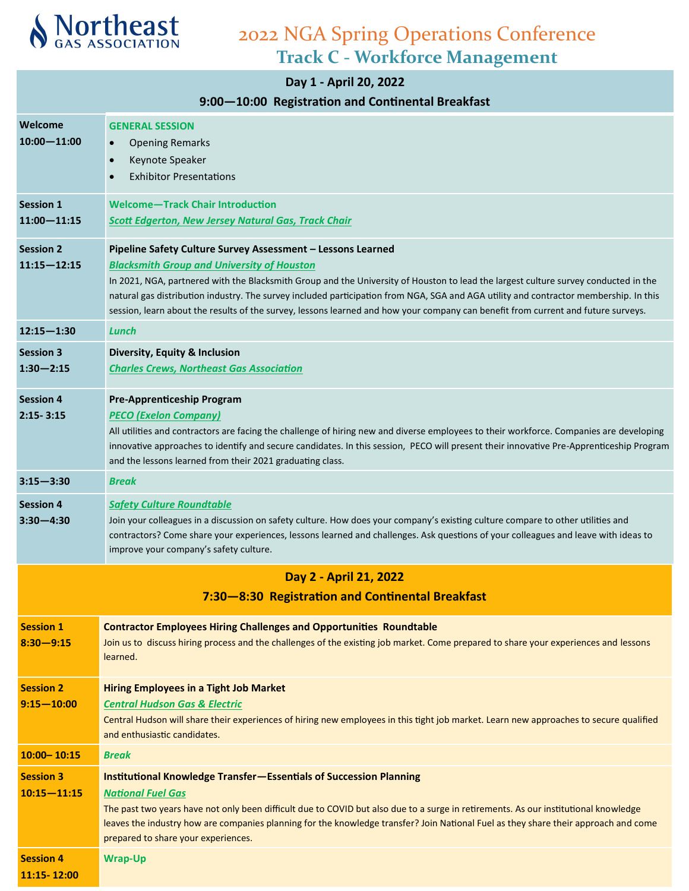Northeast GAS ASSOCIATION

# 2022 NGA Spring Operations Conference

## Track C - Workforce Management

### Day 1 - April 20, 2022

**9:00—10:00 Registration and Continental Breakfast**

| | |
|---|---|
| **Welcome** 10:00—11:00 | **GENERAL SESSION**<br>• Opening Remarks<br>• Keynote Speaker<br>• Exhibitor Presentations |
| **Session 1** 11:00—11:15 | **Welcome—Track Chair Introduction**<br>*Scott Edgerton, New Jersey Natural Gas, Track Chair* |
| **Session 2** 11:15—12:15 | **Pipeline Safety Culture Survey Assessment – Lessons Learned**<br>*Blacksmith Group and University of Houston*<br>In 2021, NGA, partnered with the Blacksmith Group and the University of Houston to lead the largest culture survey conducted in the natural gas distribution industry. The survey included participation from NGA, SGA and AGA utility and contractor membership. In this session, learn about the results of the survey, lessons learned and how your company can benefit from current and future surveys. |
| 12:15—1:30 | *Lunch* |
| **Session 3** 1:30—2:15 | **Diversity, Equity & Inclusion**<br>*Charles Crews, Northeast Gas Association* |
| **Session 4** 2:15- 3:15 | **Pre-Apprenticeship Program**<br>*PECO (Exelon Company)*<br>All utilities and contractors are facing the challenge of hiring new and diverse employees to their workforce. Companies are developing innovative approaches to identify and secure candidates. In this session, PECO will present their innovative Pre-Apprenticeship Program and the lessons learned from their 2021 graduating class. |
| 3:15—3:30 | *Break* |
| **Session 4** 3:30—4:30 | *Safety Culture Roundtable*<br>Join your colleagues in a discussion on safety culture. How does your company's existing culture compare to other utilities and contractors? Come share your experiences, lessons learned and challenges. Ask questions of your colleagues and leave with ideas to improve your company's safety culture. |

### Day 2 - April 21, 2022

**7:30—8:30 Registration and Continental Breakfast**

| | |
|---|---|
| **Session 1** 8:30—9:15 | **Contractor Employees Hiring Challenges and Opportunities Roundtable**<br>Join us to discuss hiring process and the challenges of the existing job market. Come prepared to share your experiences and lessons learned. |
| **Session 2** 9:15—10:00 | **Hiring Employees in a Tight Job Market**<br>*Central Hudson Gas & Electric*<br>Central Hudson will share their experiences of hiring new employees in this tight job market. Learn new approaches to secure qualified and enthusiastic candidates. |
| 10:00– 10:15 | *Break* |
| **Session 3** 10:15—11:15 | **Institutional Knowledge Transfer—Essentials of Succession Planning**<br>*National Fuel Gas*<br>The past two years have not only been difficult due to COVID but also due to a surge in retirements. As our institutional knowledge leaves the industry how are companies planning for the knowledge transfer? Join National Fuel as they share their approach and come prepared to share your experiences. |
| **Session 4** 11:15- 12:00 | **Wrap-Up** |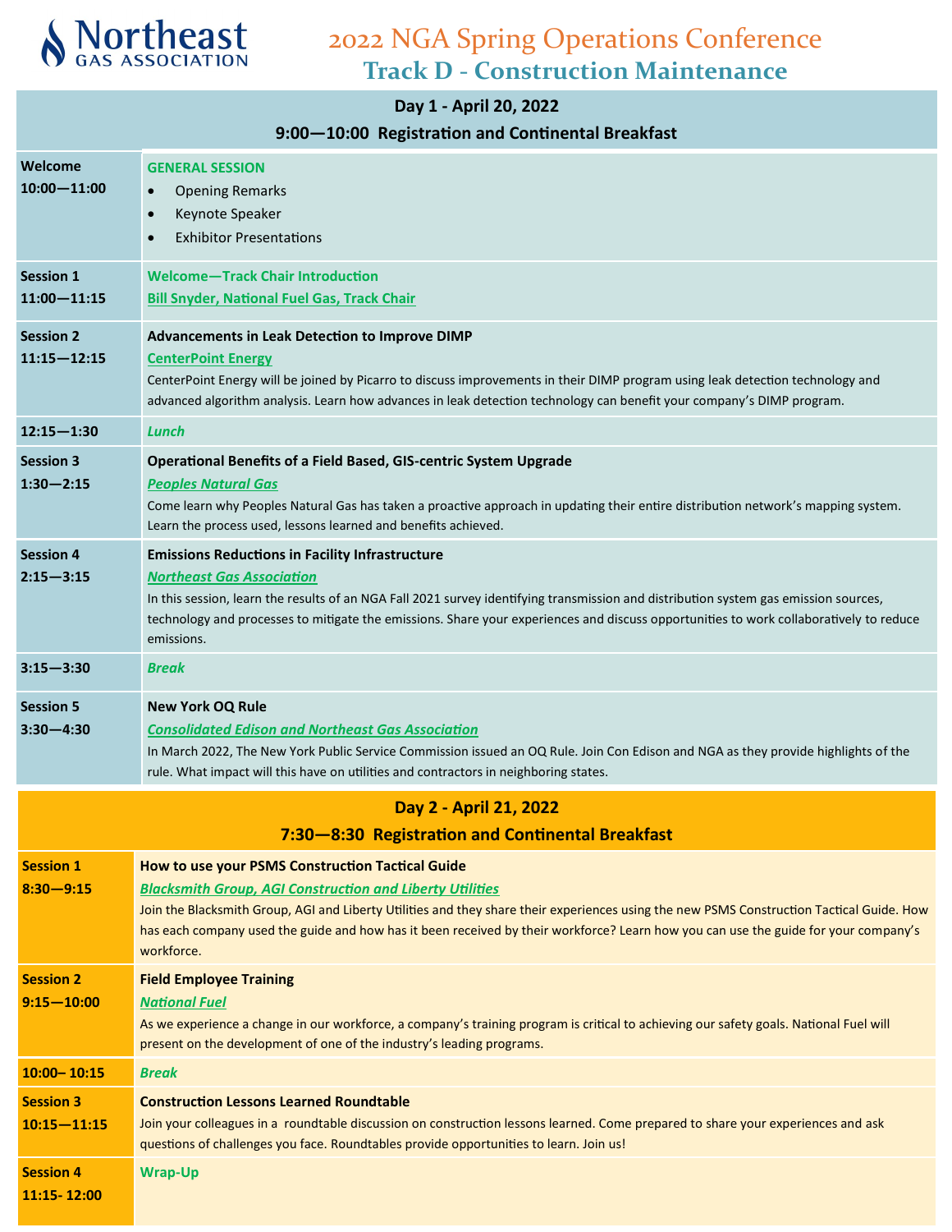Northeast GAS ASSOCIATION

# 2022 NGA Spring Operations Conference

## Track D - Construction Maintenance

### Day 1 - April 20, 2022

**9:00—10:00 Registration and Continental Breakfast**

| | |
|---|---|
| **Welcome**<br>**10:00—11:00** | **GENERAL SESSION**<br>• Opening Remarks<br>• Keynote Speaker<br>• Exhibitor Presentations |
| **Session 1**<br>**11:00—11:15** | **Welcome—Track Chair Introduction**<br>**Bill Snyder, National Fuel Gas, Track Chair** |
| **Session 2**<br>**11:15—12:15** | **Advancements in Leak Detection to Improve DIMP**<br>**CenterPoint Energy**<br>CenterPoint Energy will be joined by Picarro to discuss improvements in their DIMP program using leak detection technology and advanced algorithm analysis. Learn how advances in leak detection technology can benefit your company's DIMP program. |
| **12:15—1:30** | ***Lunch*** |
| **Session 3**<br>**1:30—2:15** | **Operational Benefits of a Field Based, GIS-centric System Upgrade**<br>***Peoples Natural Gas***<br>Come learn why Peoples Natural Gas has taken a proactive approach in updating their entire distribution network's mapping system. Learn the process used, lessons learned and benefits achieved. |
| **Session 4**<br>**2:15—3:15** | **Emissions Reductions in Facility Infrastructure**<br>***Northeast Gas Association***<br>In this session, learn the results of an NGA Fall 2021 survey identifying transmission and distribution system gas emission sources, technology and processes to mitigate the emissions. Share your experiences and discuss opportunities to work collaboratively to reduce emissions. |
| **3:15—3:30** | ***Break*** |
| **Session 5**<br>**3:30—4:30** | **New York OQ Rule**<br>***Consolidated Edison and Northeast Gas Association***<br>In March 2022, The New York Public Service Commission issued an OQ Rule. Join Con Edison and NGA as they provide highlights of the rule. What impact will this have on utilities and contractors in neighboring states. |

### Day 2 - April 21, 2022

**7:30—8:30 Registration and Continental Breakfast**

| | |
|---|---|
| **Session 1**<br>**8:30—9:15** | **How to use your PSMS Construction Tactical Guide**<br>***Blacksmith Group, AGI Construction and Liberty Utilities***<br>Join the Blacksmith Group, AGI and Liberty Utilities and they share their experiences using the new PSMS Construction Tactical Guide. How has each company used the guide and how has it been received by their workforce? Learn how you can use the guide for your company's workforce. |
| **Session 2**<br>**9:15—10:00** | **Field Employee Training**<br>***National Fuel***<br>As we experience a change in our workforce, a company's training program is critical to achieving our safety goals. National Fuel will present on the development of one of the industry's leading programs. |
| **10:00– 10:15** | ***Break*** |
| **Session 3**<br>**10:15—11:15** | **Construction Lessons Learned Roundtable**<br>Join your colleagues in a roundtable discussion on construction lessons learned. Come prepared to share your experiences and ask questions of challenges you face. Roundtables provide opportunities to learn. Join us! |
| **Session 4**<br>**11:15- 12:00** | **Wrap-Up** |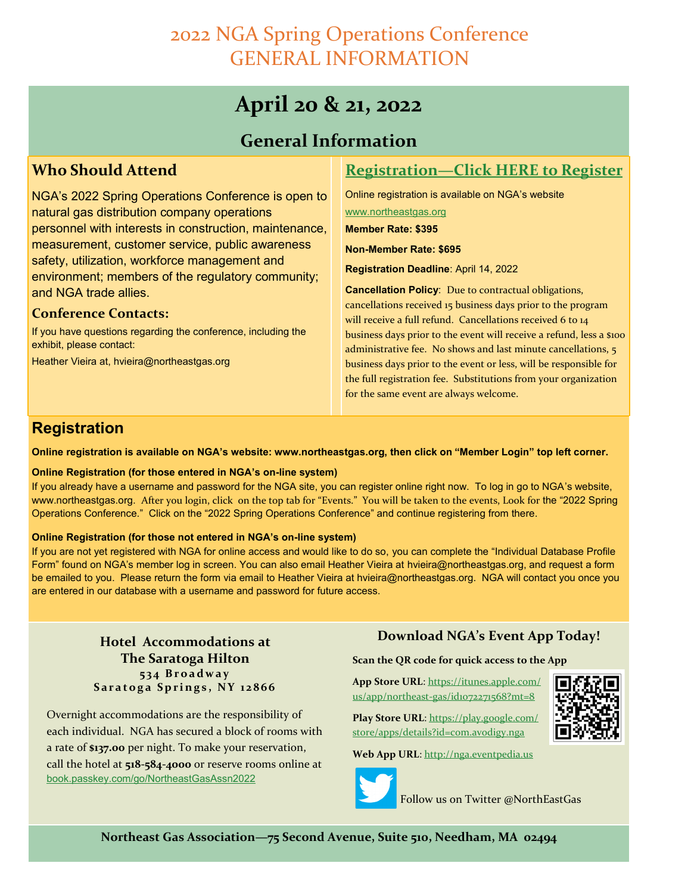# 2022 NGA Spring Operations Conference GENERAL INFORMATION

## April 20 & 21, 2022

## General Information

### Who Should Attend

NGA's 2022 Spring Operations Conference is open to natural gas distribution company operations personnel with interests in construction, maintenance, measurement, customer service, public awareness safety, utilization, workforce management and environment; members of the regulatory community; and NGA trade allies.

### Conference Contacts:

If you have questions regarding the conference, including the exhibit, please contact:

Heather Vieira at, hvieira@northeastgas.org

### Registration—Click HERE to Register

Online registration is available on NGA's website

www.northeastgas.org

**Member Rate: $395**

**Non-Member Rate: $695**

**Registration Deadline**: April 14, 2022

**Cancellation Policy**: Due to contractual obligations, cancellations received 15 business days prior to the program will receive a full refund. Cancellations received 6 to 14 business days prior to the event will receive a refund, less a $100 administrative fee. No shows and last minute cancellations, 5 business days prior to the event or less, will be responsible for the full registration fee. Substitutions from your organization for the same event are always welcome.

## Registration

**Online registration is available on NGA's website: www.northeastgas.org, then click on "Member Login" top left corner.**

**Online Registration (for those entered in NGA's on-line system)**

If you already have a username and password for the NGA site, you can register online right now. To log in go to NGA's website, www.northeastgas.org. After you login, click on the top tab for "Events." You will be taken to the events, Look for the "2022 Spring Operations Conference." Click on the "2022 Spring Operations Conference" and continue registering from there.

**Online Registration (for those not entered in NGA's on-line system)**

If you are not yet registered with NGA for online access and would like to do so, you can complete the "Individual Database Profile Form" found on NGA's member log in screen. You can also email Heather Vieira at hvieira@northeastgas.org, and request a form be emailed to you. Please return the form via email to Heather Vieira at hvieira@northeastgas.org. NGA will contact you once you are entered in our database with a username and password for future access.

### Hotel Accommodations at The Saratoga Hilton

534 Broadway
Saratoga Springs, NY 12866

Overnight accommodations are the responsibility of each individual. NGA has secured a block of rooms with a rate of **$137.00** per night. To make your reservation, call the hotel at **518-584-4000** or reserve rooms online at book.passkey.com/go/NortheastGasAssn2022

### Download NGA's Event App Today!

**Scan the QR code for quick access to the App**

**App Store URL**: https://itunes.apple.com/us/app/northeast-gas/id1072271568?mt=8

**Play Store URL**: https://play.google.com/store/apps/details?id=com.avodigy.nga

**Web App URL**: http://nga.eventpedia.us

Follow us on Twitter @NorthEastGas

**Northeast Gas Association—75 Second Avenue, Suite 510, Needham, MA 02494**